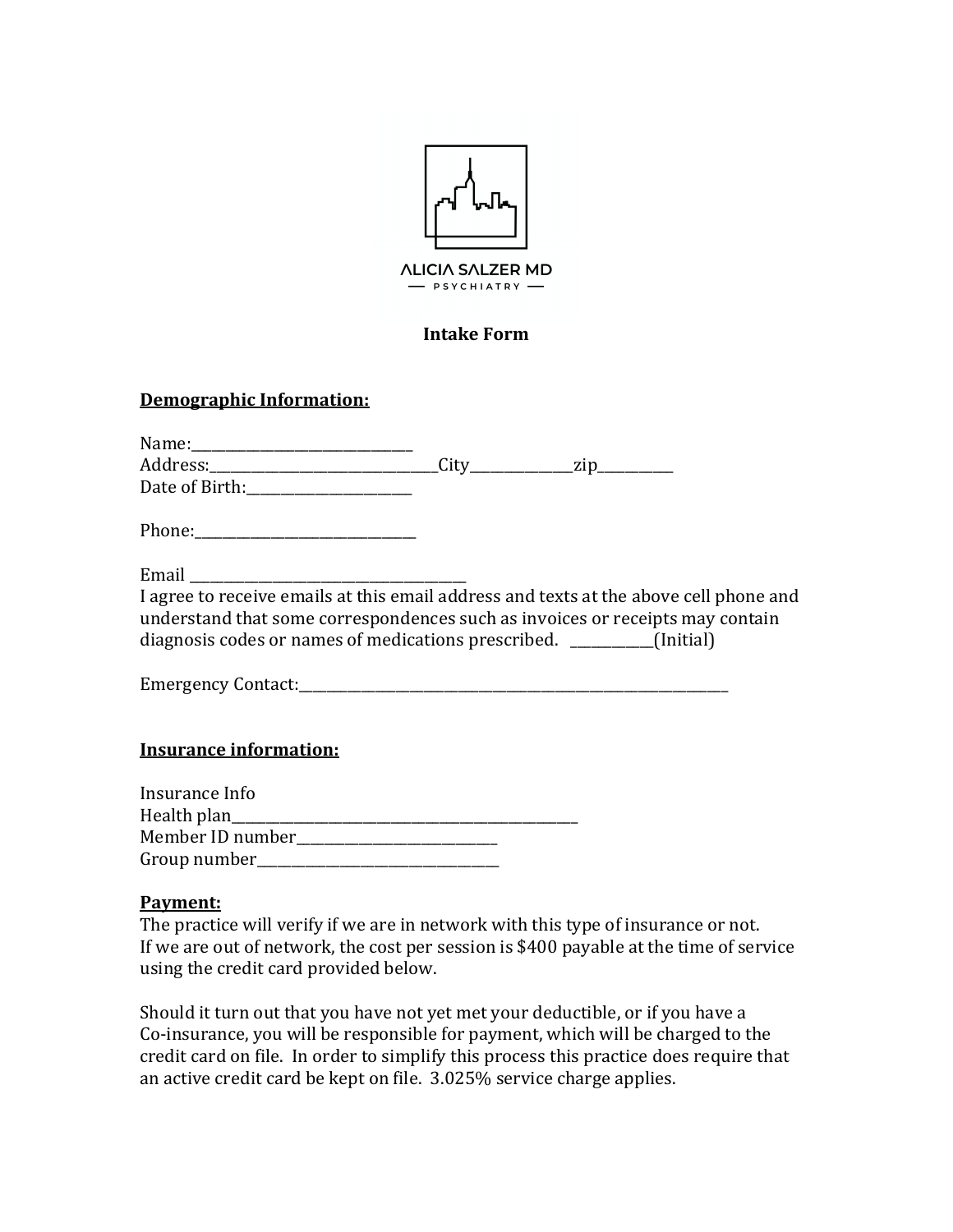ALICIA SALZER MD

— PSYCHIATRY —

**Intake Form**

**Demographic Information:**

Name:______________________________
Address:______________________________City______________zip__________
Date of Birth:______________________

Phone:______________________________

Email ____________________________________
I agree to receive emails at this email address and texts at the above cell phone and understand that some correspondences such as invoices or receipts may contain diagnosis codes or names of medications prescribed. ___________(Initial)

Emergency Contact:____________________________________________________________

**Insurance information:**

Insurance Info
Health plan_________________________________________________
Member ID number____________________________
Group number_________________________________

**Payment:**
The practice will verify if we are in network with this type of insurance or not. If we are out of network, the cost per session is $400 payable at the time of service using the credit card provided below.

Should it turn out that you have not yet met your deductible, or if you have a Co-insurance, you will be responsible for payment, which will be charged to the credit card on file. In order to simplify this process this practice does require that an active credit card be kept on file. 3.025% service charge applies.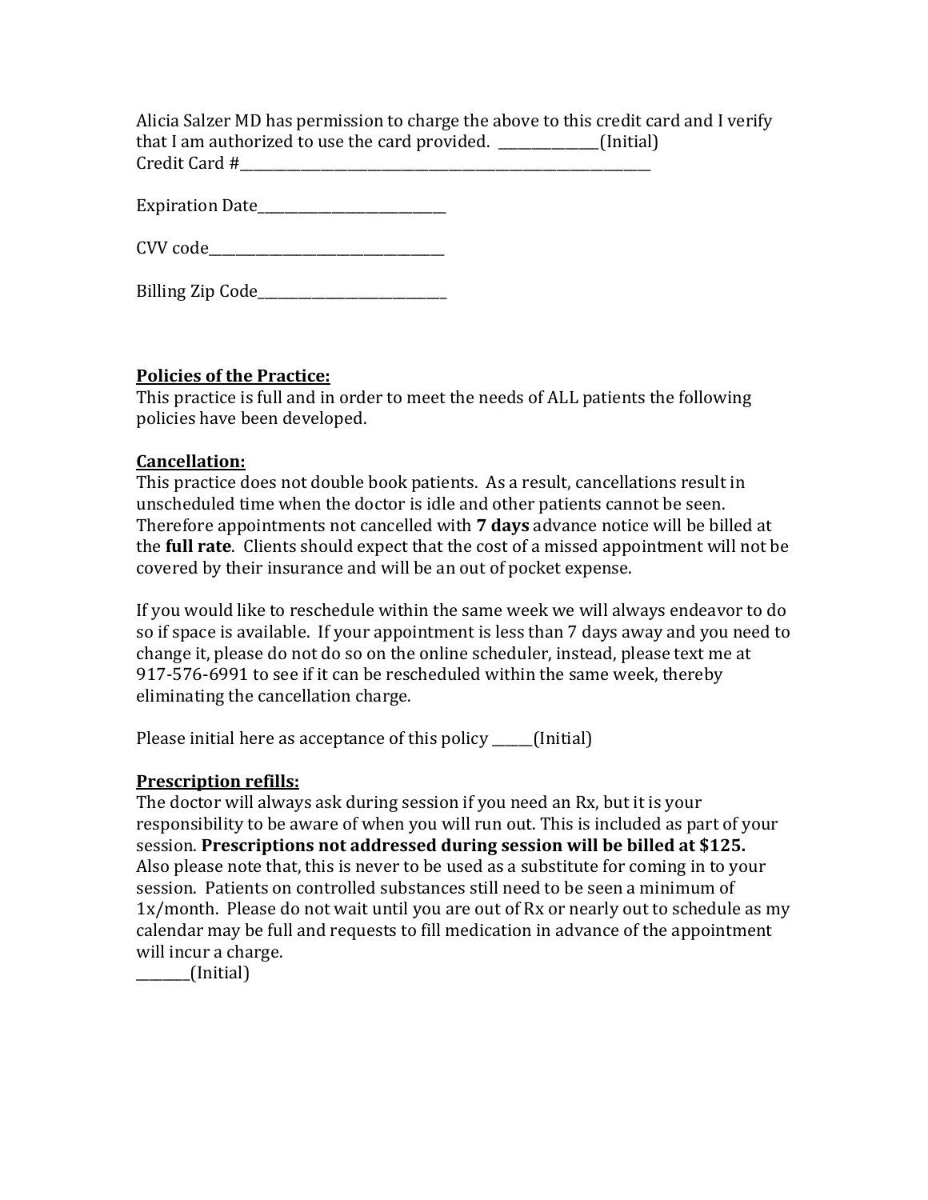Alicia Salzer MD has permission to charge the above to this credit card and I verify that I am authorized to use the card provided. _______________(Initial)
Credit Card #_______________________________________________________________

Expiration Date____________________________

CVV code___________________________________

Billing Zip Code____________________________

**Policies of the Practice:**

This practice is full and in order to meet the needs of ALL patients the following policies have been developed.

**Cancellation:**

This practice does not double book patients. As a result, cancellations result in unscheduled time when the doctor is idle and other patients cannot be seen. Therefore appointments not cancelled with **7 days** advance notice will be billed at the **full rate**. Clients should expect that the cost of a missed appointment will not be covered by their insurance and will be an out of pocket expense.

If you would like to reschedule within the same week we will always endeavor to do so if space is available. If your appointment is less than 7 days away and you need to change it, please do not do so on the online scheduler, instead, please text me at 917-576-6991 to see if it can be rescheduled within the same week, thereby eliminating the cancellation charge.

Please initial here as acceptance of this policy ______(Initial)

**Prescription refills:**

The doctor will always ask during session if you need an Rx, but it is your responsibility to be aware of when you will run out. This is included as part of your session. **Prescriptions not addressed during session will be billed at $125.** Also please note that, this is never to be used as a substitute for coming in to your session. Patients on controlled substances still need to be seen a minimum of 1x/month. Please do not wait until you are out of Rx or nearly out to schedule as my calendar may be full and requests to fill medication in advance of the appointment will incur a charge.

________(Initial)